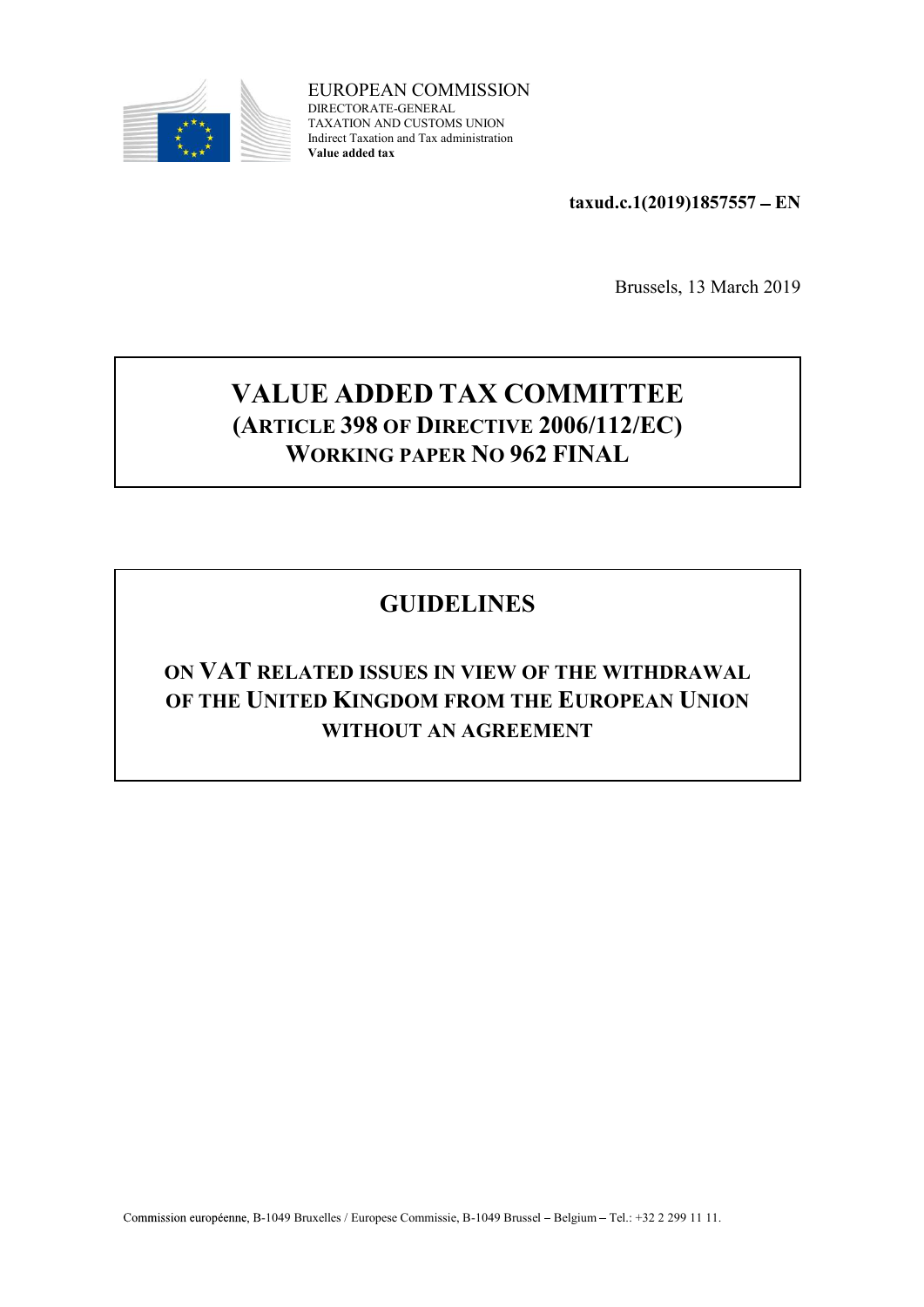EUROPEAN COMMISSION
DIRECTORATE-GENERAL
TAXATION AND CUSTOMS UNION
Indirect Taxation and Tax administration
**Value added tax**

**taxud.c.1(2019)1857557 – EN**

Brussels, 13 March 2019

# VALUE ADDED TAX COMMITTEE
## (ARTICLE 398 OF DIRECTIVE 2006/112/EC)
## WORKING PAPER NO 962 FINAL

# GUIDELINES

## ON VAT RELATED ISSUES IN VIEW OF THE WITHDRAWAL OF THE UNITED KINGDOM FROM THE EUROPEAN UNION WITHOUT AN AGREEMENT

Commission européenne, B-1049 Bruxelles / Europese Commissie, B-1049 Brussel – Belgium – Tel.: +32 2 299 11 11.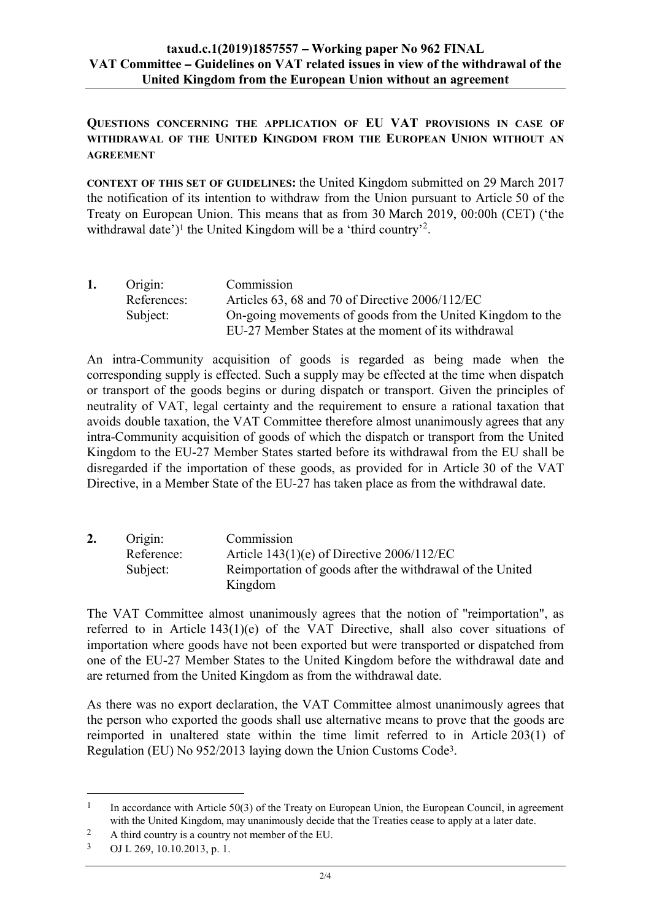**Questions concerning the application of EU VAT provisions in case of withdrawal of the United Kingdom from the European Union without an agreement**

**Context of this set of guidelines:** the United Kingdom submitted on 29 March 2017 the notification of its intention to withdraw from the Union pursuant to Article 50 of the Treaty on European Union. This means that as from 30 March 2019, 00:00h (CET) ('the withdrawal date')[1] the United Kingdom will be a 'third country'[2].

| **1.** | Origin: | Commission |
|---|---|---|
| | References: | Articles 63, 68 and 70 of Directive 2006/112/EC |
| | Subject: | On-going movements of goods from the United Kingdom to the EU-27 Member States at the moment of its withdrawal |

An intra-Community acquisition of goods is regarded as being made when the corresponding supply is effected. Such a supply may be effected at the time when dispatch or transport of the goods begins or during dispatch or transport. Given the principles of neutrality of VAT, legal certainty and the requirement to ensure a rational taxation that avoids double taxation, the VAT Committee therefore almost unanimously agrees that any intra-Community acquisition of goods of which the dispatch or transport from the United Kingdom to the EU-27 Member States started before its withdrawal from the EU shall be disregarded if the importation of these goods, as provided for in Article 30 of the VAT Directive, in a Member State of the EU-27 has taken place as from the withdrawal date.

| **2.** | Origin: | Commission |
|---|---|---|
| | Reference: | Article 143(1)(e) of Directive 2006/112/EC |
| | Subject: | Reimportation of goods after the withdrawal of the United Kingdom |

The VAT Committee almost unanimously agrees that the notion of "reimportation", as referred to in Article 143(1)(e) of the VAT Directive, shall also cover situations of importation where goods have not been exported but were transported or dispatched from one of the EU-27 Member States to the United Kingdom before the withdrawal date and are returned from the United Kingdom as from the withdrawal date.

As there was no export declaration, the VAT Committee almost unanimously agrees that the person who exported the goods shall use alternative means to prove that the goods are reimported in unaltered state within the time limit referred to in Article 203(1) of Regulation (EU) No 952/2013 laying down the Union Customs Code[3].

---

[1] In accordance with Article 50(3) of the Treaty on European Union, the European Council, in agreement with the United Kingdom, may unanimously decide that the Treaties cease to apply at a later date.

[2] A third country is a country not member of the EU.

[3] OJ L 269, 10.10.2013, p. 1.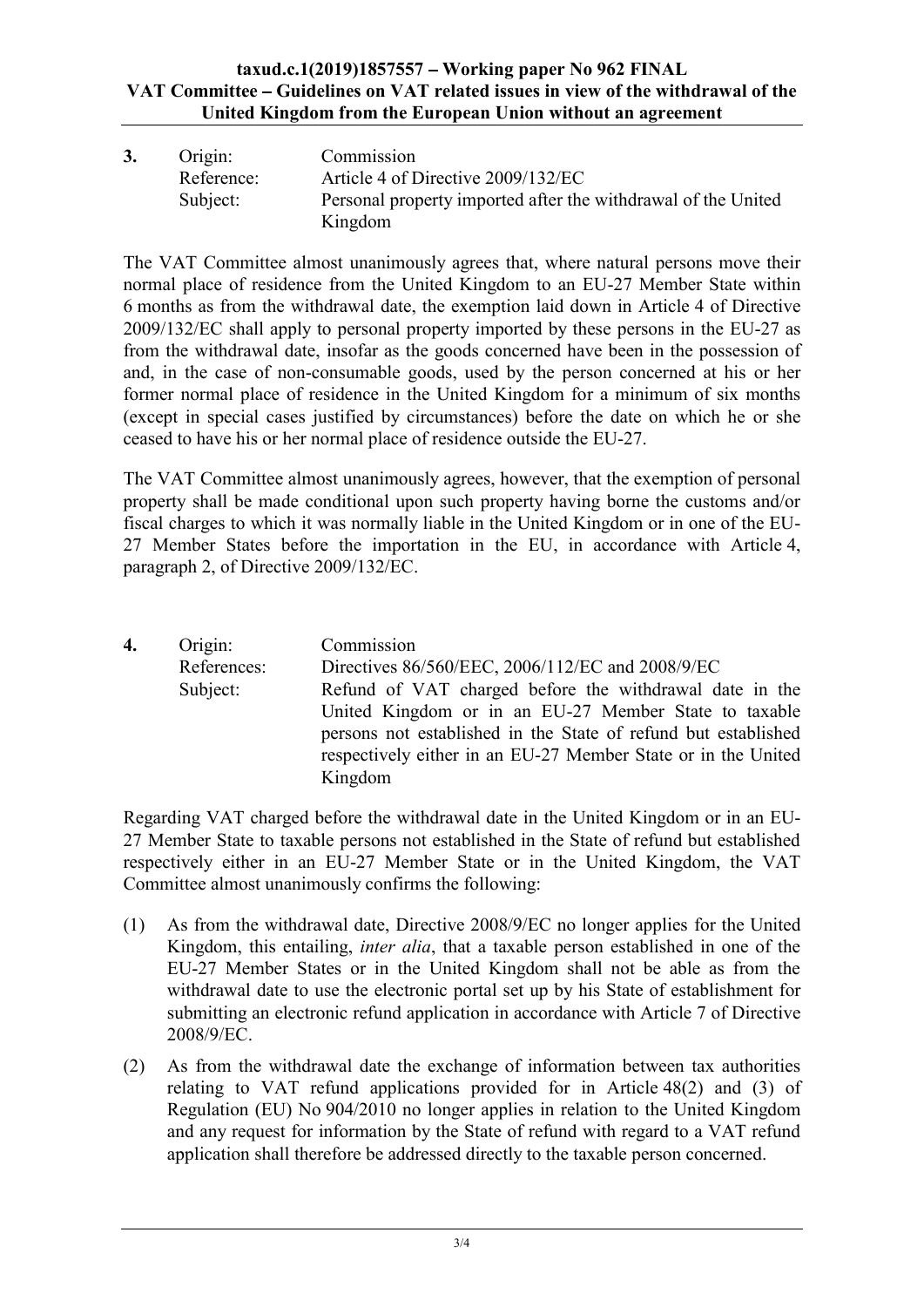| **3.** | Origin: | Commission |
|---|---|---|
| | Reference: | Article 4 of Directive 2009/132/EC |
| | Subject: | Personal property imported after the withdrawal of the United Kingdom |

The VAT Committee almost unanimously agrees that, where natural persons move their normal place of residence from the United Kingdom to an EU-27 Member State within 6 months as from the withdrawal date, the exemption laid down in Article 4 of Directive 2009/132/EC shall apply to personal property imported by these persons in the EU-27 as from the withdrawal date, insofar as the goods concerned have been in the possession of and, in the case of non-consumable goods, used by the person concerned at his or her former normal place of residence in the United Kingdom for a minimum of six months (except in special cases justified by circumstances) before the date on which he or she ceased to have his or her normal place of residence outside the EU-27.

The VAT Committee almost unanimously agrees, however, that the exemption of personal property shall be made conditional upon such property having borne the customs and/or fiscal charges to which it was normally liable in the United Kingdom or in one of the EU-27 Member States before the importation in the EU, in accordance with Article 4, paragraph 2, of Directive 2009/132/EC.

| **4.** | Origin: | Commission |
|---|---|---|
| | References: | Directives 86/560/EEC, 2006/112/EC and 2008/9/EC |
| | Subject: | Refund of VAT charged before the withdrawal date in the United Kingdom or in an EU-27 Member State to taxable persons not established in the State of refund but established respectively either in an EU-27 Member State or in the United Kingdom |

Regarding VAT charged before the withdrawal date in the United Kingdom or in an EU-27 Member State to taxable persons not established in the State of refund but established respectively either in an EU-27 Member State or in the United Kingdom, the VAT Committee almost unanimously confirms the following:

(1) As from the withdrawal date, Directive 2008/9/EC no longer applies for the United Kingdom, this entailing, *inter alia*, that a taxable person established in one of the EU-27 Member States or in the United Kingdom shall not be able as from the withdrawal date to use the electronic portal set up by his State of establishment for submitting an electronic refund application in accordance with Article 7 of Directive 2008/9/EC.

(2) As from the withdrawal date the exchange of information between tax authorities relating to VAT refund applications provided for in Article 48(2) and (3) of Regulation (EU) No 904/2010 no longer applies in relation to the United Kingdom and any request for information by the State of refund with regard to a VAT refund application shall therefore be addressed directly to the taxable person concerned.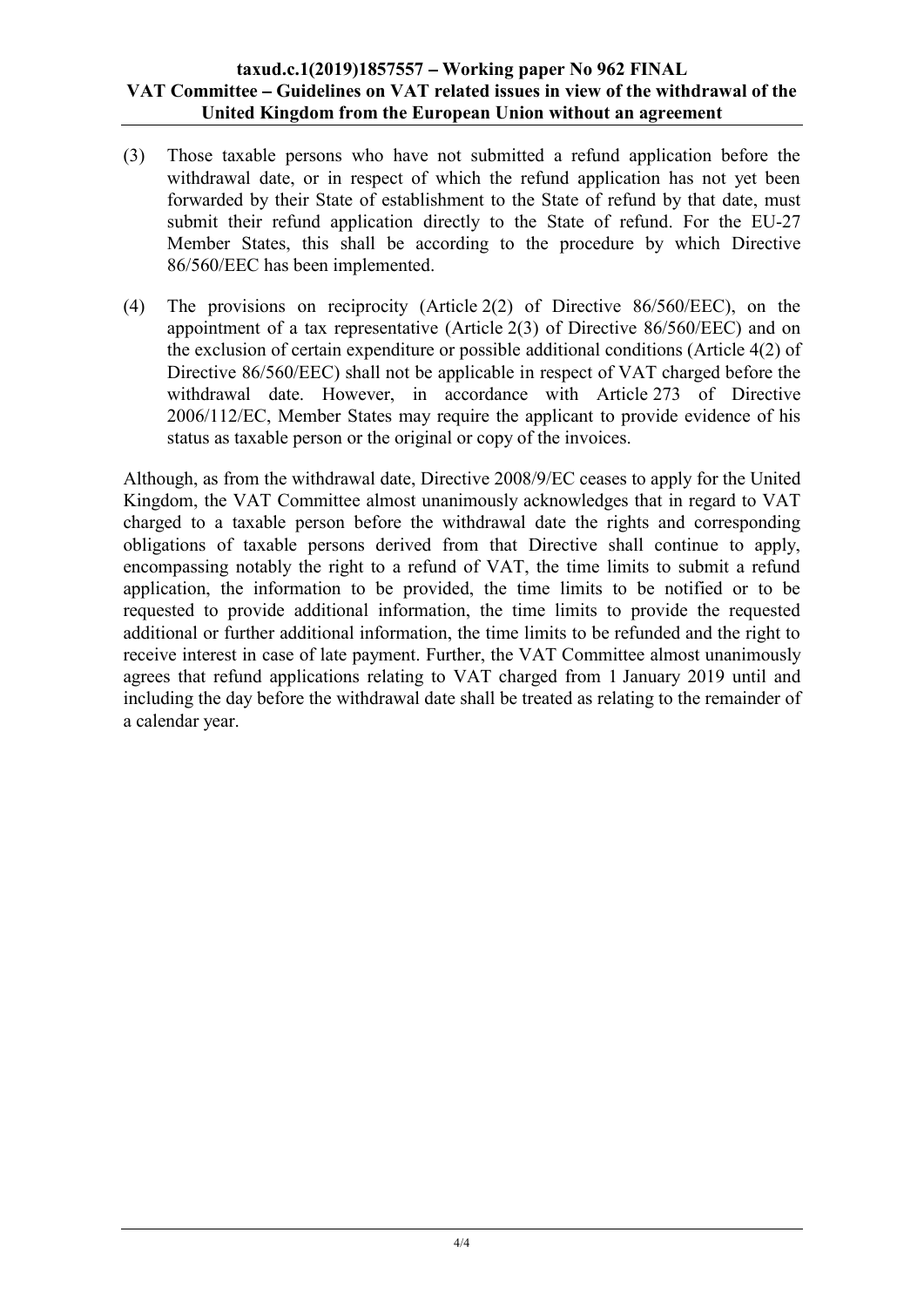(3) Those taxable persons who have not submitted a refund application before the withdrawal date, or in respect of which the refund application has not yet been forwarded by their State of establishment to the State of refund by that date, must submit their refund application directly to the State of refund. For the EU-27 Member States, this shall be according to the procedure by which Directive 86/560/EEC has been implemented.

(4) The provisions on reciprocity (Article 2(2) of Directive 86/560/EEC), on the appointment of a tax representative (Article 2(3) of Directive 86/560/EEC) and on the exclusion of certain expenditure or possible additional conditions (Article 4(2) of Directive 86/560/EEC) shall not be applicable in respect of VAT charged before the withdrawal date. However, in accordance with Article 273 of Directive 2006/112/EC, Member States may require the applicant to provide evidence of his status as taxable person or the original or copy of the invoices.

Although, as from the withdrawal date, Directive 2008/9/EC ceases to apply for the United Kingdom, the VAT Committee almost unanimously acknowledges that in regard to VAT charged to a taxable person before the withdrawal date the rights and corresponding obligations of taxable persons derived from that Directive shall continue to apply, encompassing notably the right to a refund of VAT, the time limits to submit a refund application, the information to be provided, the time limits to be notified or to be requested to provide additional information, the time limits to provide the requested additional or further additional information, the time limits to be refunded and the right to receive interest in case of late payment. Further, the VAT Committee almost unanimously agrees that refund applications relating to VAT charged from 1 January 2019 until and including the day before the withdrawal date shall be treated as relating to the remainder of a calendar year.